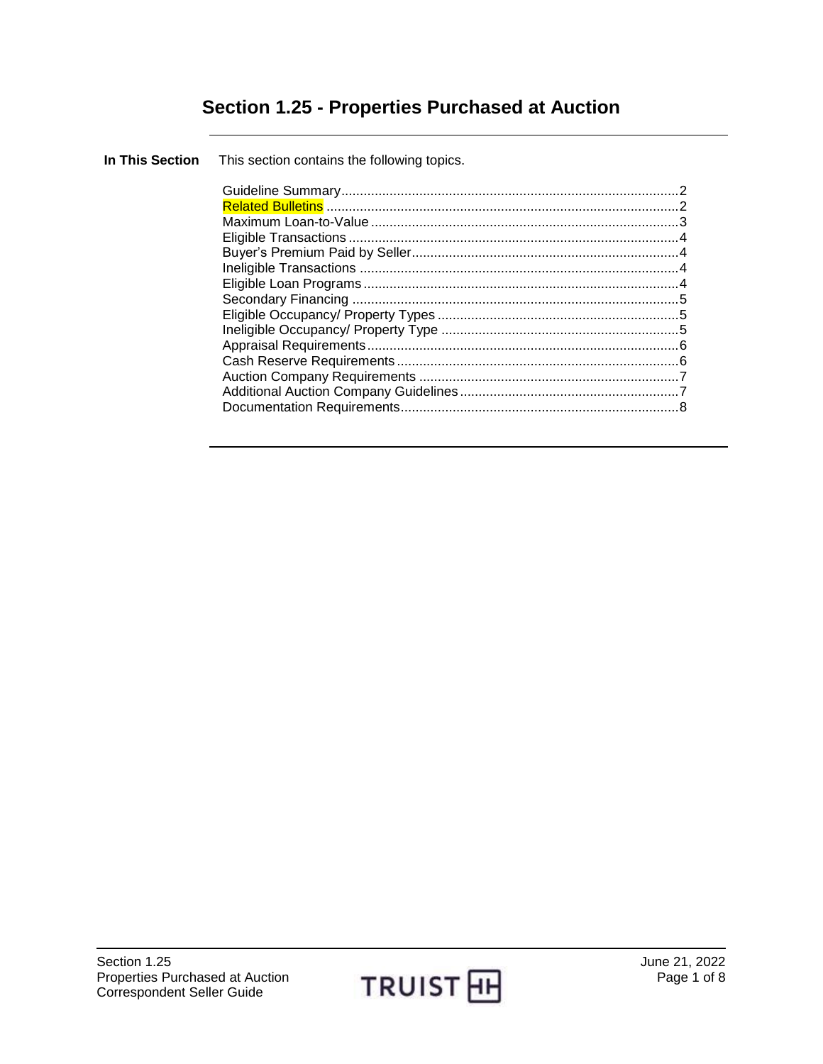# Section 1.25 - Properties Purchased at Auction

**In This Section** This section contains the following topics.

| Topic | Page |
|---|---|
| Guideline Summary | 2 |
| Related Bulletins | 2 |
| Maximum Loan-to-Value | 3 |
| Eligible Transactions | 4 |
| Buyer's Premium Paid by Seller | 4 |
| Ineligible Transactions | 4 |
| Eligible Loan Programs | 4 |
| Secondary Financing | 5 |
| Eligible Occupancy/ Property Types | 5 |
| Ineligible Occupancy/ Property Type | 5 |
| Appraisal Requirements | 6 |
| Cash Reserve Requirements | 6 |
| Auction Company Requirements | 7 |
| Additional Auction Company Guidelines | 7 |
| Documentation Requirements | 8 |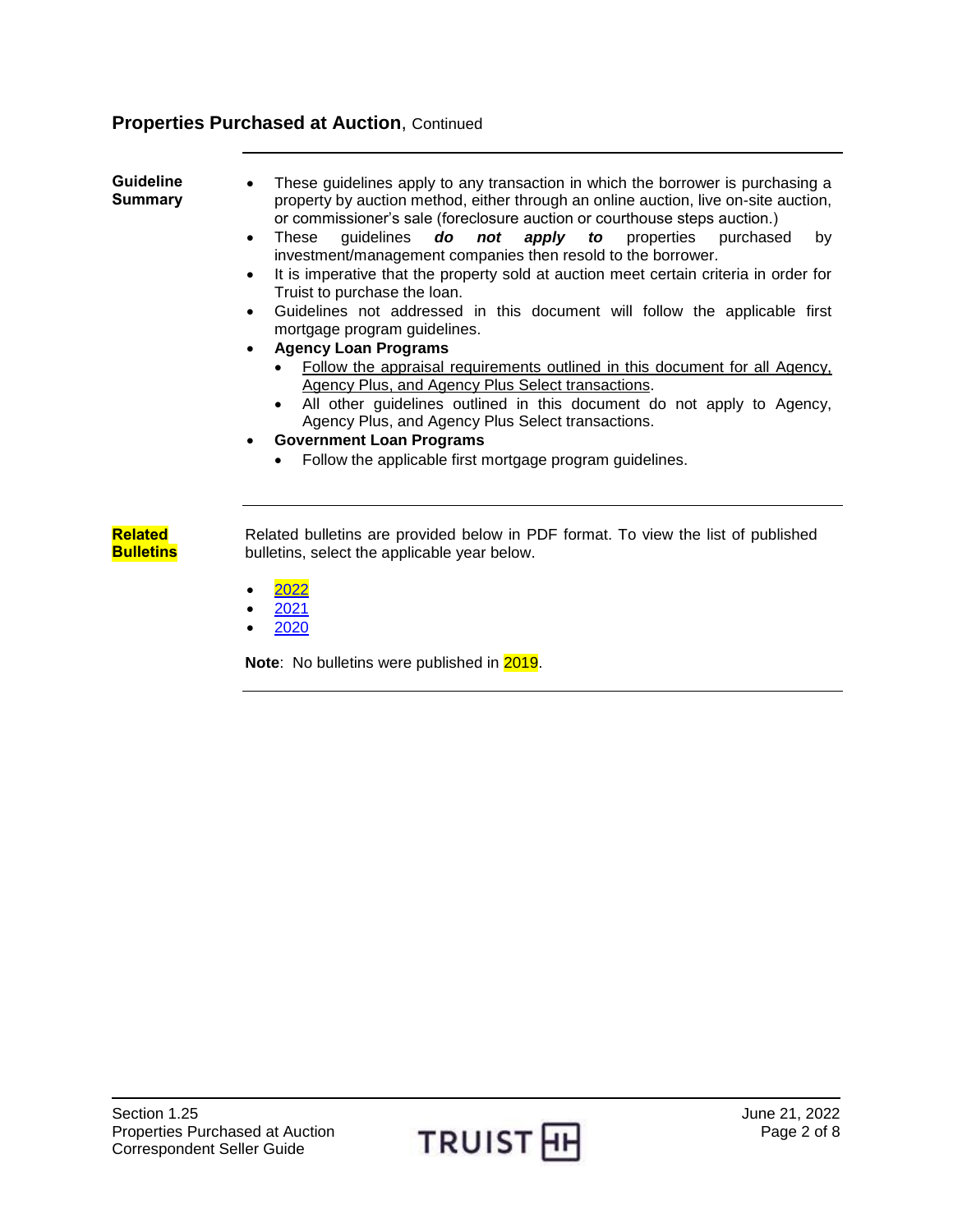## Properties Purchased at Auction, Continued

**Guideline Summary**

- These guidelines apply to any transaction in which the borrower is purchasing a property by auction method, either through an online auction, live on-site auction, or commissioner's sale (foreclosure auction or courthouse steps auction.)
- These guidelines ***do not apply to*** properties purchased by investment/management companies then resold to the borrower.
- It is imperative that the property sold at auction meet certain criteria in order for Truist to purchase the loan.
- Guidelines not addressed in this document will follow the applicable first mortgage program guidelines.
- **Agency Loan Programs**
  - Follow the appraisal requirements outlined in this document for all Agency, Agency Plus, and Agency Plus Select transactions.
  - All other guidelines outlined in this document do not apply to Agency, Agency Plus, and Agency Plus Select transactions.
- **Government Loan Programs**
  - Follow the applicable first mortgage program guidelines.

**Related Bulletins**

Related bulletins are provided below in PDF format. To view the list of published bulletins, select the applicable year below.

- 2022
- 2021
- 2020

**Note**: No bulletins were published in 2019.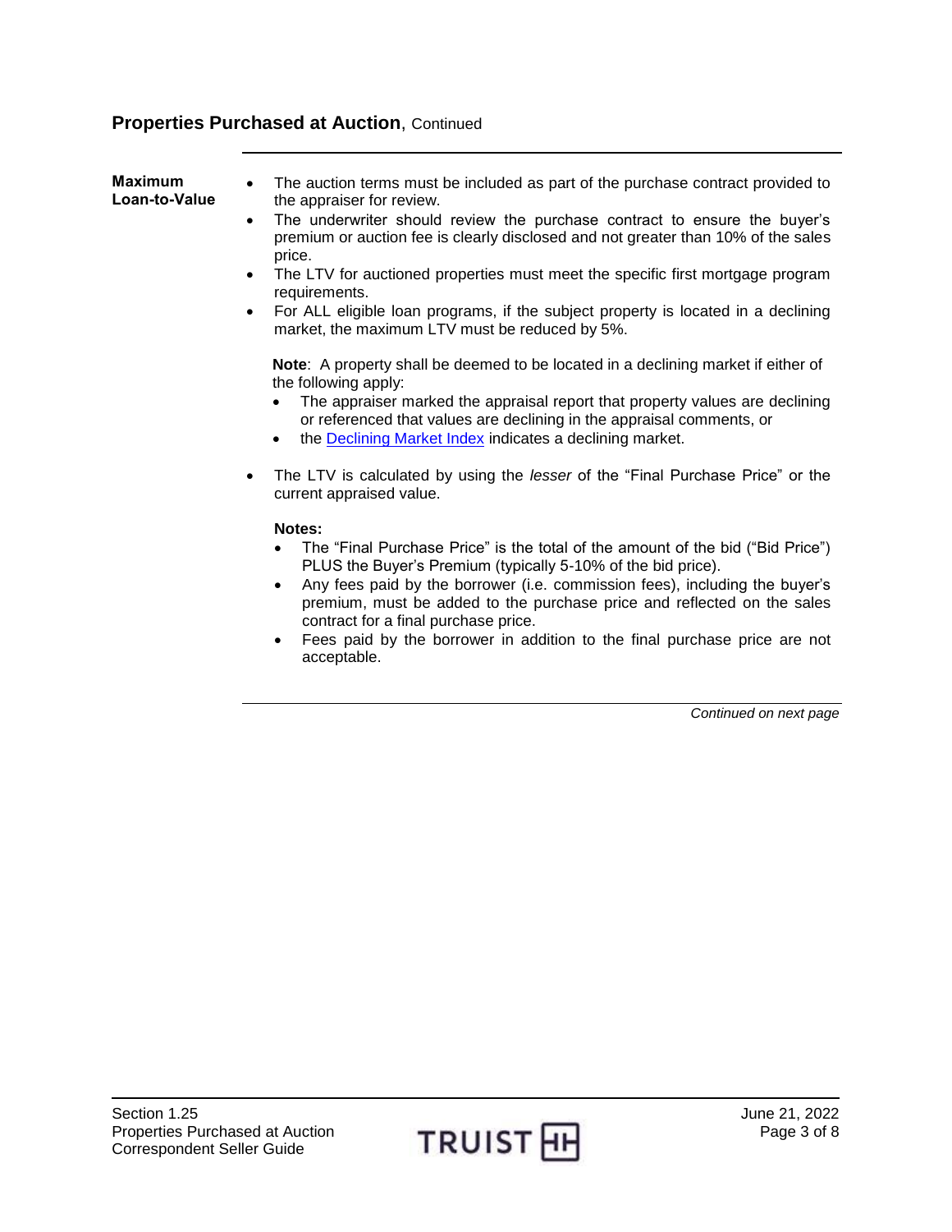## Properties Purchased at Auction, Continued

**Maximum Loan-to-Value**

- The auction terms must be included as part of the purchase contract provided to the appraiser for review.
- The underwriter should review the purchase contract to ensure the buyer's premium or auction fee is clearly disclosed and not greater than 10% of the sales price.
- The LTV for auctioned properties must meet the specific first mortgage program requirements.
- For ALL eligible loan programs, if the subject property is located in a declining market, the maximum LTV must be reduced by 5%.

  **Note**: A property shall be deemed to be located in a declining market if either of the following apply:
  - The appraiser marked the appraisal report that property values are declining or referenced that values are declining in the appraisal comments, or
  - the Declining Market Index indicates a declining market.

- The LTV is calculated by using the *lesser* of the "Final Purchase Price" or the current appraised value.

  **Notes:**
  - The "Final Purchase Price" is the total of the amount of the bid ("Bid Price") PLUS the Buyer's Premium (typically 5-10% of the bid price).
  - Any fees paid by the borrower (i.e. commission fees), including the buyer's premium, must be added to the purchase price and reflected on the sales contract for a final purchase price.
  - Fees paid by the borrower in addition to the final purchase price are not acceptable.

*Continued on next page*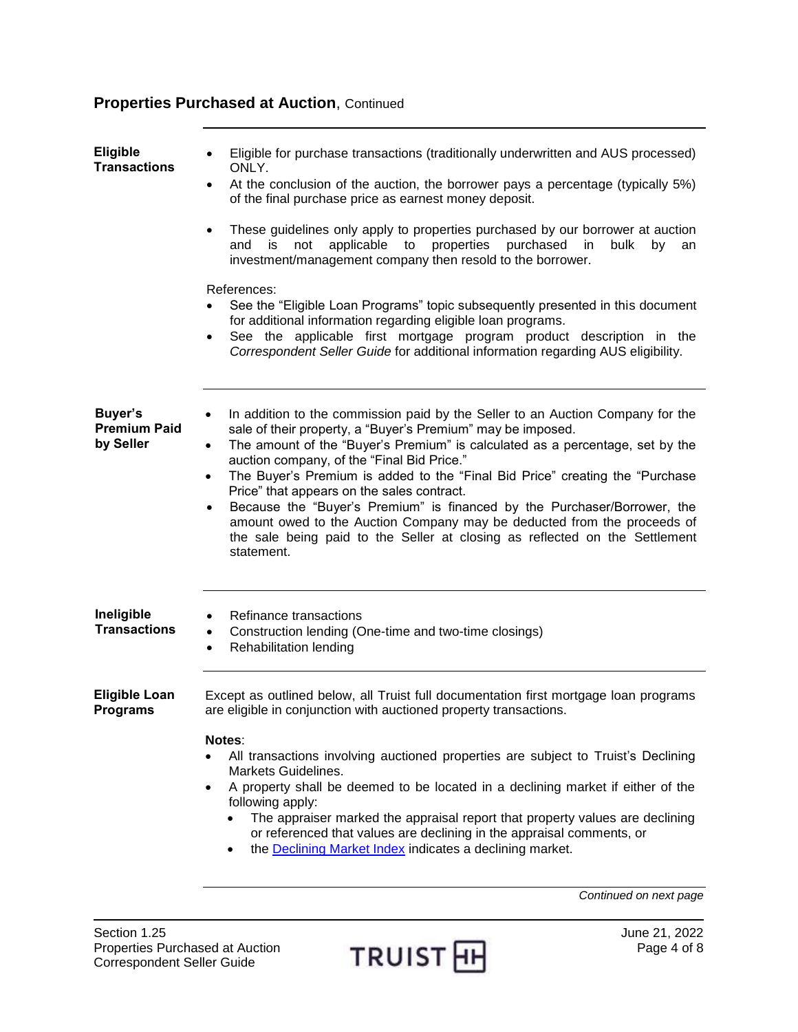## Properties Purchased at Auction, Continued

### Eligible Transactions

- Eligible for purchase transactions (traditionally underwritten and AUS processed) ONLY.
- At the conclusion of the auction, the borrower pays a percentage (typically 5%) of the final purchase price as earnest money deposit.
- These guidelines only apply to properties purchased by our borrower at auction and is not applicable to properties purchased in bulk by an investment/management company then resold to the borrower.

References:

- See the "Eligible Loan Programs" topic subsequently presented in this document for additional information regarding eligible loan programs.
- See the applicable first mortgage program product description in the *Correspondent Seller Guide* for additional information regarding AUS eligibility.

### Buyer's Premium Paid by Seller

- In addition to the commission paid by the Seller to an Auction Company for the sale of their property, a "Buyer's Premium" may be imposed.
- The amount of the "Buyer's Premium" is calculated as a percentage, set by the auction company, of the "Final Bid Price."
- The Buyer's Premium is added to the "Final Bid Price" creating the "Purchase Price" that appears on the sales contract.
- Because the "Buyer's Premium" is financed by the Purchaser/Borrower, the amount owed to the Auction Company may be deducted from the proceeds of the sale being paid to the Seller at closing as reflected on the Settlement statement.

### Ineligible Transactions

- Refinance transactions
- Construction lending (One-time and two-time closings)
- Rehabilitation lending

### Eligible Loan Programs

Except as outlined below, all Truist full documentation first mortgage loan programs are eligible in conjunction with auctioned property transactions.

**Notes**:

- All transactions involving auctioned properties are subject to Truist's Declining Markets Guidelines.
- A property shall be deemed to be located in a declining market if either of the following apply:
  - The appraiser marked the appraisal report that property values are declining or referenced that values are declining in the appraisal comments, or
  - the Declining Market Index indicates a declining market.

*Continued on next page*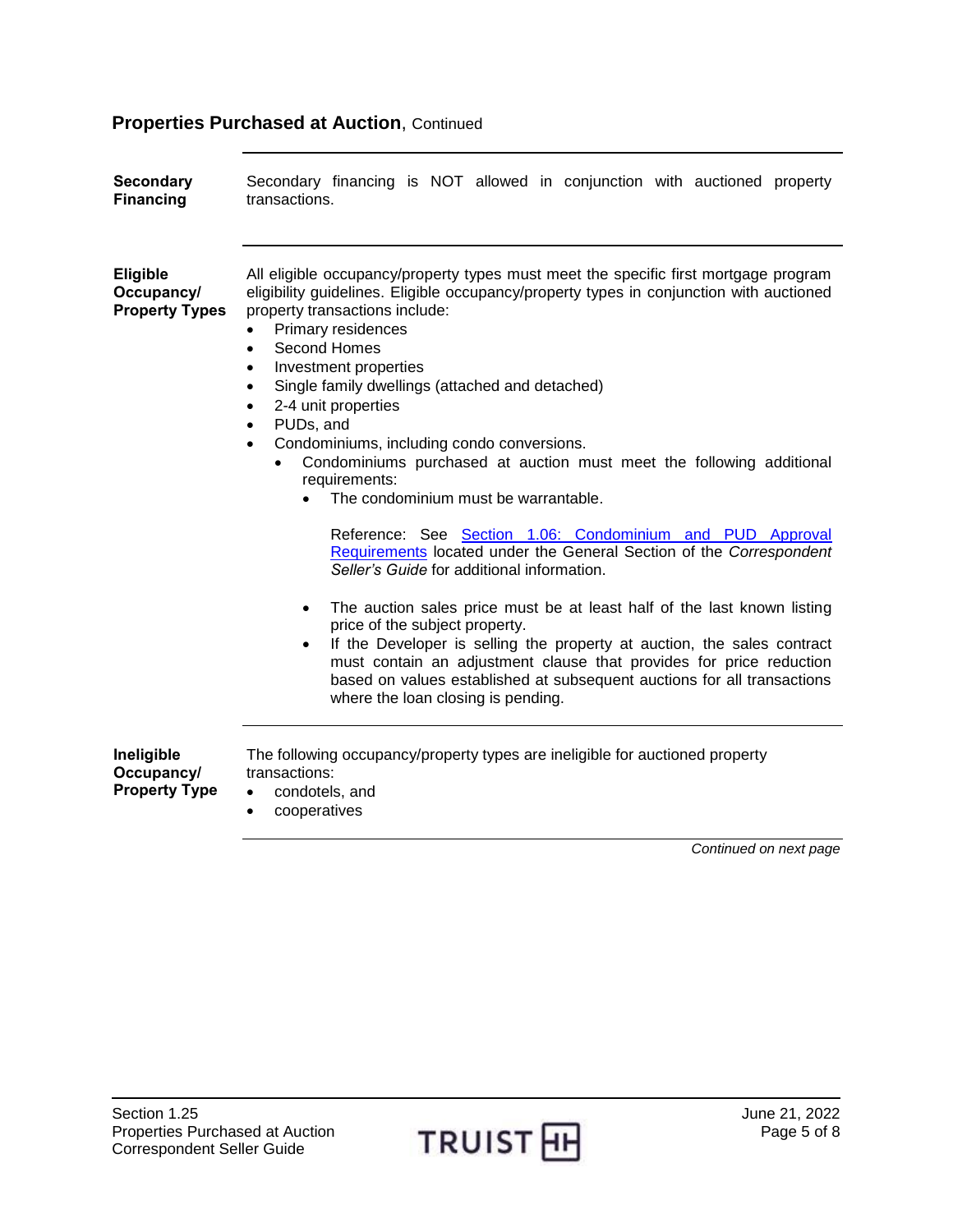## Properties Purchased at Auction, Continued

**Secondary Financing**

Secondary financing is NOT allowed in conjunction with auctioned property transactions.

**Eligible Occupancy/ Property Types**

All eligible occupancy/property types must meet the specific first mortgage program eligibility guidelines. Eligible occupancy/property types in conjunction with auctioned property transactions include:

- Primary residences
- Second Homes
- Investment properties
- Single family dwellings (attached and detached)
- 2-4 unit properties
- PUDs, and
- Condominiums, including condo conversions.
  - Condominiums purchased at auction must meet the following additional requirements:
    - The condominium must be warrantable.

      Reference: See [Section 1.06: Condominium and PUD Approval Requirements]() located under the General Section of the *Correspondent Seller's Guide* for additional information.

    - The auction sales price must be at least half of the last known listing price of the subject property.
    - If the Developer is selling the property at auction, the sales contract must contain an adjustment clause that provides for price reduction based on values established at subsequent auctions for all transactions where the loan closing is pending.

**Ineligible Occupancy/ Property Type**

The following occupancy/property types are ineligible for auctioned property transactions:

- condotels, and
- cooperatives

*Continued on next page*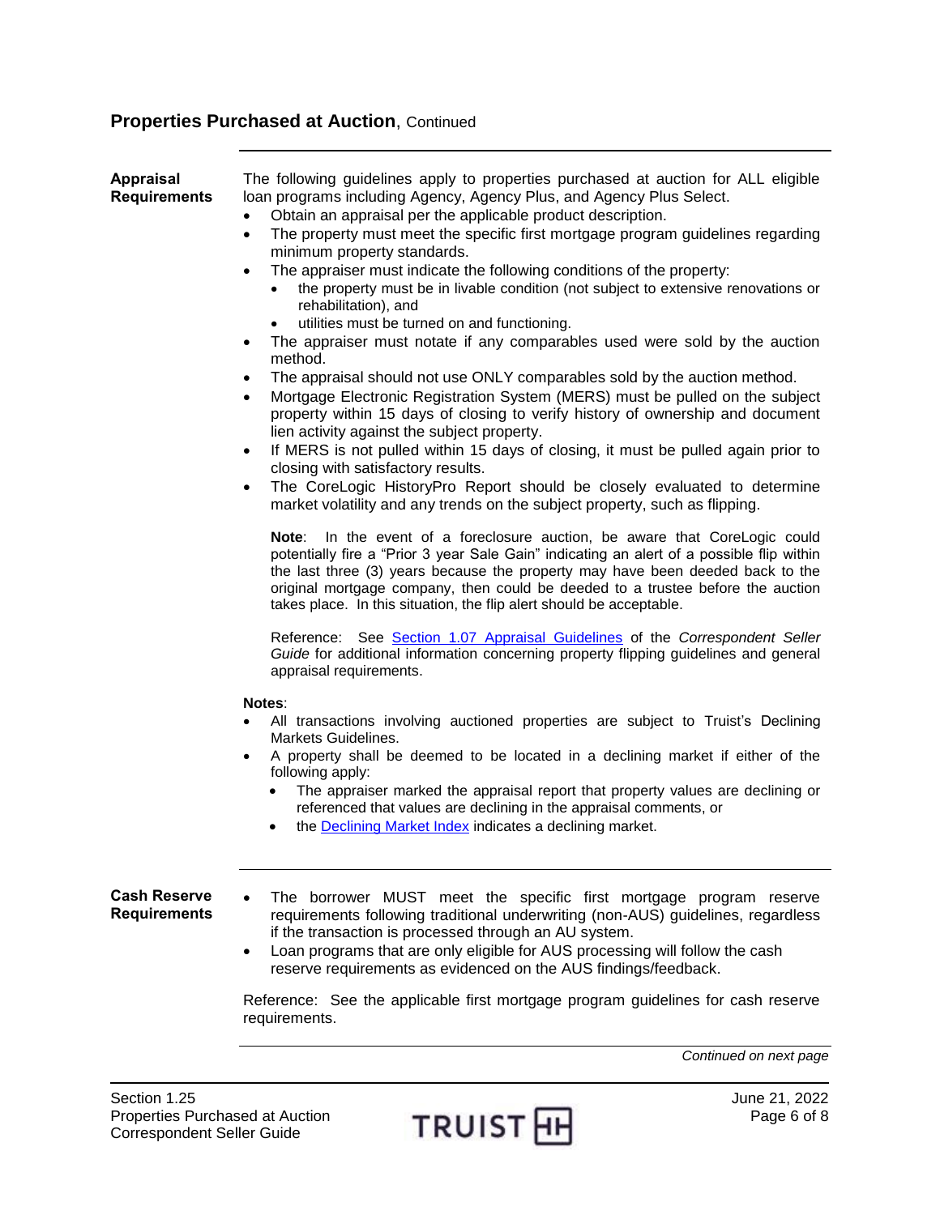## Properties Purchased at Auction, Continued

### Appraisal Requirements

The following guidelines apply to properties purchased at auction for ALL eligible loan programs including Agency, Agency Plus, and Agency Plus Select.

- Obtain an appraisal per the applicable product description.
- The property must meet the specific first mortgage program guidelines regarding minimum property standards.
- The appraiser must indicate the following conditions of the property:
  - the property must be in livable condition (not subject to extensive renovations or rehabilitation), and
  - utilities must be turned on and functioning.
- The appraiser must notate if any comparables used were sold by the auction method.
- The appraisal should not use ONLY comparables sold by the auction method.
- Mortgage Electronic Registration System (MERS) must be pulled on the subject property within 15 days of closing to verify history of ownership and document lien activity against the subject property.
- If MERS is not pulled within 15 days of closing, it must be pulled again prior to closing with satisfactory results.
- The CoreLogic HistoryPro Report should be closely evaluated to determine market volatility and any trends on the subject property, such as flipping.

  **Note**: In the event of a foreclosure auction, be aware that CoreLogic could potentially fire a "Prior 3 year Sale Gain" indicating an alert of a possible flip within the last three (3) years because the property may have been deeded back to the original mortgage company, then could be deeded to a trustee before the auction takes place. In this situation, the flip alert should be acceptable.

  Reference: See Section 1.07 Appraisal Guidelines of the *Correspondent Seller Guide* for additional information concerning property flipping guidelines and general appraisal requirements.

**Notes**:

- All transactions involving auctioned properties are subject to Truist's Declining Markets Guidelines.
- A property shall be deemed to be located in a declining market if either of the following apply:
  - The appraiser marked the appraisal report that property values are declining or referenced that values are declining in the appraisal comments, or
  - the Declining Market Index indicates a declining market.

### Cash Reserve Requirements

- The borrower MUST meet the specific first mortgage program reserve requirements following traditional underwriting (non-AUS) guidelines, regardless if the transaction is processed through an AU system.
- Loan programs that are only eligible for AUS processing will follow the cash reserve requirements as evidenced on the AUS findings/feedback.

Reference: See the applicable first mortgage program guidelines for cash reserve requirements.

*Continued on next page*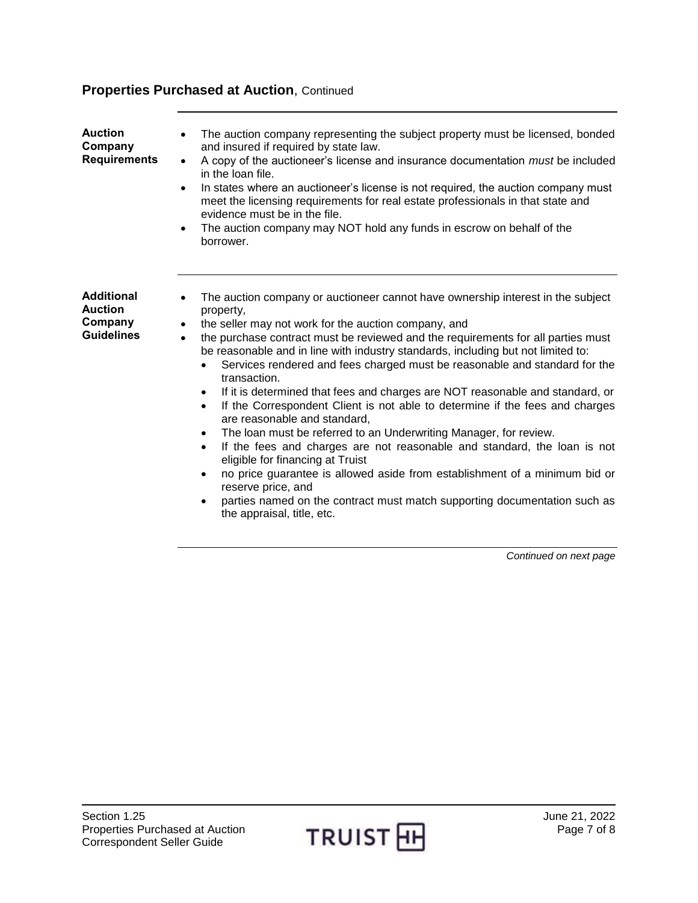## Properties Purchased at Auction, Continued

### Auction Company Requirements

- The auction company representing the subject property must be licensed, bonded and insured if required by state law.
- A copy of the auctioneer's license and insurance documentation *must* be included in the loan file.
- In states where an auctioneer's license is not required, the auction company must meet the licensing requirements for real estate professionals in that state and evidence must be in the file.
- The auction company may NOT hold any funds in escrow on behalf of the borrower.

### Additional Auction Company Guidelines

- The auction company or auctioneer cannot have ownership interest in the subject property,
- the seller may not work for the auction company, and
- the purchase contract must be reviewed and the requirements for all parties must be reasonable and in line with industry standards, including but not limited to:
  - Services rendered and fees charged must be reasonable and standard for the transaction.
  - If it is determined that fees and charges are NOT reasonable and standard, or
  - If the Correspondent Client is not able to determine if the fees and charges are reasonable and standard,
  - The loan must be referred to an Underwriting Manager, for review.
  - If the fees and charges are not reasonable and standard, the loan is not eligible for financing at Truist
  - no price guarantee is allowed aside from establishment of a minimum bid or reserve price, and
  - parties named on the contract must match supporting documentation such as the appraisal, title, etc.

*Continued on next page*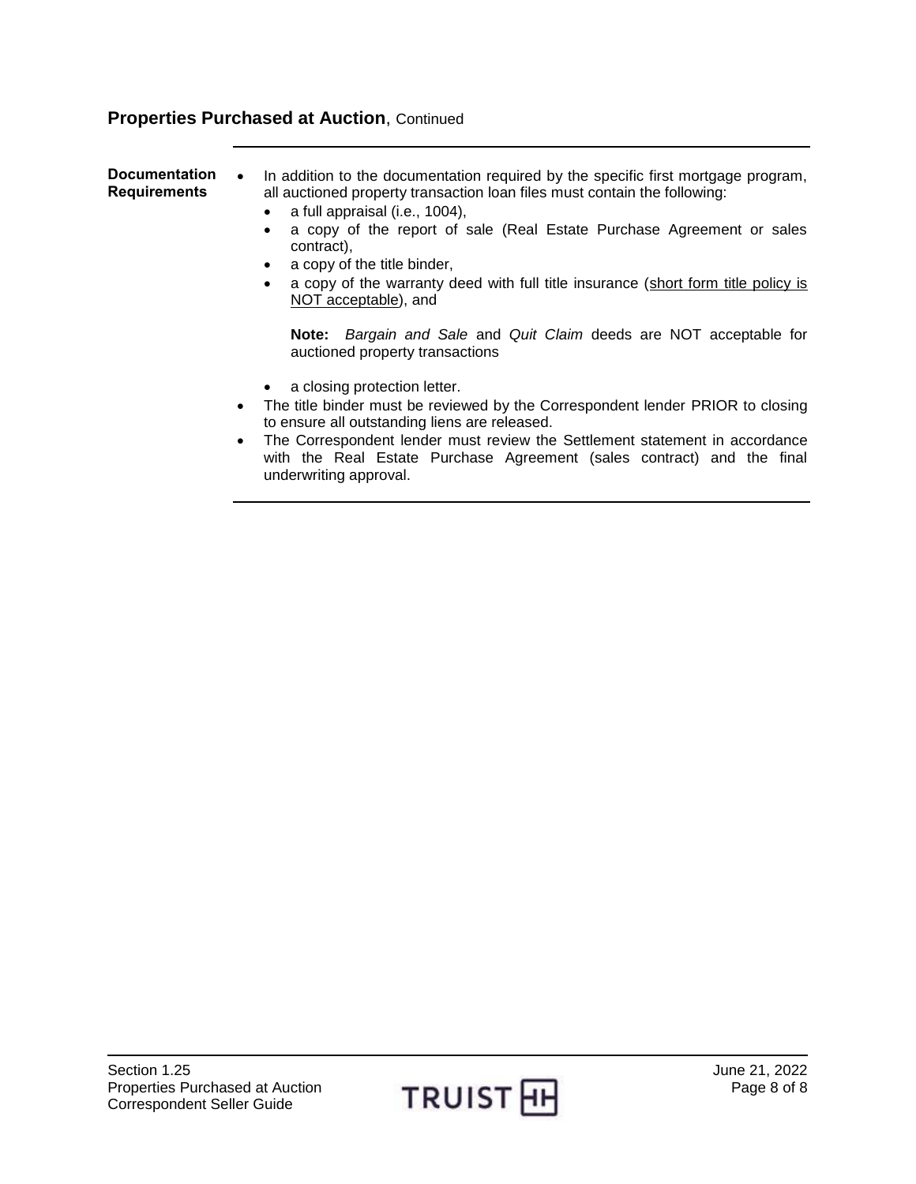## Properties Purchased at Auction, Continued

**Documentation Requirements**

- In addition to the documentation required by the specific first mortgage program, all auctioned property transaction loan files must contain the following:
  - a full appraisal (i.e., 1004),
  - a copy of the report of sale (Real Estate Purchase Agreement or sales contract),
  - a copy of the title binder,
  - a copy of the warranty deed with full title insurance (short form title policy is NOT acceptable), and

    **Note:** *Bargain and Sale* and *Quit Claim* deeds are NOT acceptable for auctioned property transactions

  - a closing protection letter.
- The title binder must be reviewed by the Correspondent lender PRIOR to closing to ensure all outstanding liens are released.
- The Correspondent lender must review the Settlement statement in accordance with the Real Estate Purchase Agreement (sales contract) and the final underwriting approval.